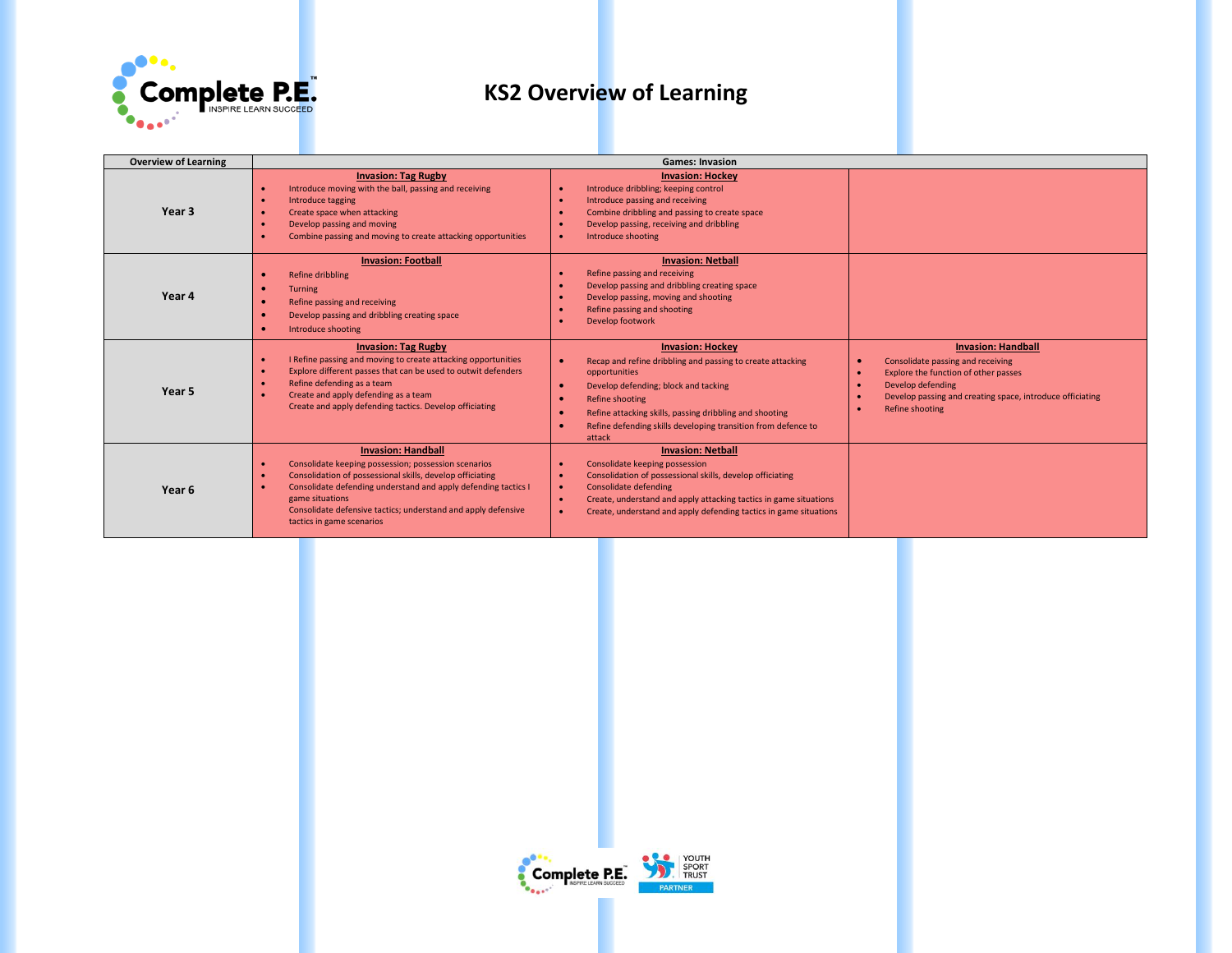# KS2 Overview of Learning

| Overview of Learning | Games: Invasion | | |
|---|---|---|---|
| **Year 3** | **Invasion: Tag Rugby**<br>• Introduce moving with the ball, passing and receiving<br>• Introduce tagging<br>• Create space when attacking<br>• Develop passing and moving<br>• Combine passing and moving to create attacking opportunities | **Invasion: Hockey**<br>• Introduce dribbling; keeping control<br>• Introduce passing and receiving<br>• Combine dribbling and passing to create space<br>• Develop passing, receiving and dribbling<br>• Introduce shooting | |
| **Year 4** | **Invasion: Football**<br>• Refine dribbling<br>• Turning<br>• Refine passing and receiving<br>• Develop passing and dribbling creating space<br>• Introduce shooting | **Invasion: Netball**<br>• Refine passing and receiving<br>• Develop passing and dribbling creating space<br>• Develop passing, moving and shooting<br>• Refine passing and shooting<br>• Develop footwork | |
| **Year 5** | **Invasion: Tag Rugby**<br>• I Refine passing and moving to create attacking opportunities<br>• Explore different passes that can be used to outwit defenders<br>• Refine defending as a team<br>• Create and apply defending as a team<br>Create and apply defending tactics. Develop officiating | **Invasion: Hockey**<br>• Recap and refine dribbling and passing to create attacking opportunities<br>• Develop defending; block and tacking<br>• Refine shooting<br>• Refine attacking skills, passing dribbling and shooting<br>• Refine defending skills developing transition from defence to attack | **Invasion: Handball**<br>• Consolidate passing and receiving<br>• Explore the function of other passes<br>• Develop defending<br>• Develop passing and creating space, introduce officiating<br>• Refine shooting |
| **Year 6** | **Invasion: Handball**<br>• Consolidate keeping possession; possession scenarios<br>• Consolidation of possessional skills, develop officiating<br>• Consolidate defending understand and apply defending tactics I game situations<br>Consolidate defensive tactics; understand and apply defensive tactics in game scenarios | **Invasion: Netball**<br>• Consolidate keeping possession<br>• Consolidation of possessional skills, develop officiating<br>• Consolidate defending<br>• Create, understand and apply attacking tactics in game situations<br>• Create, understand and apply defending tactics in game situations | |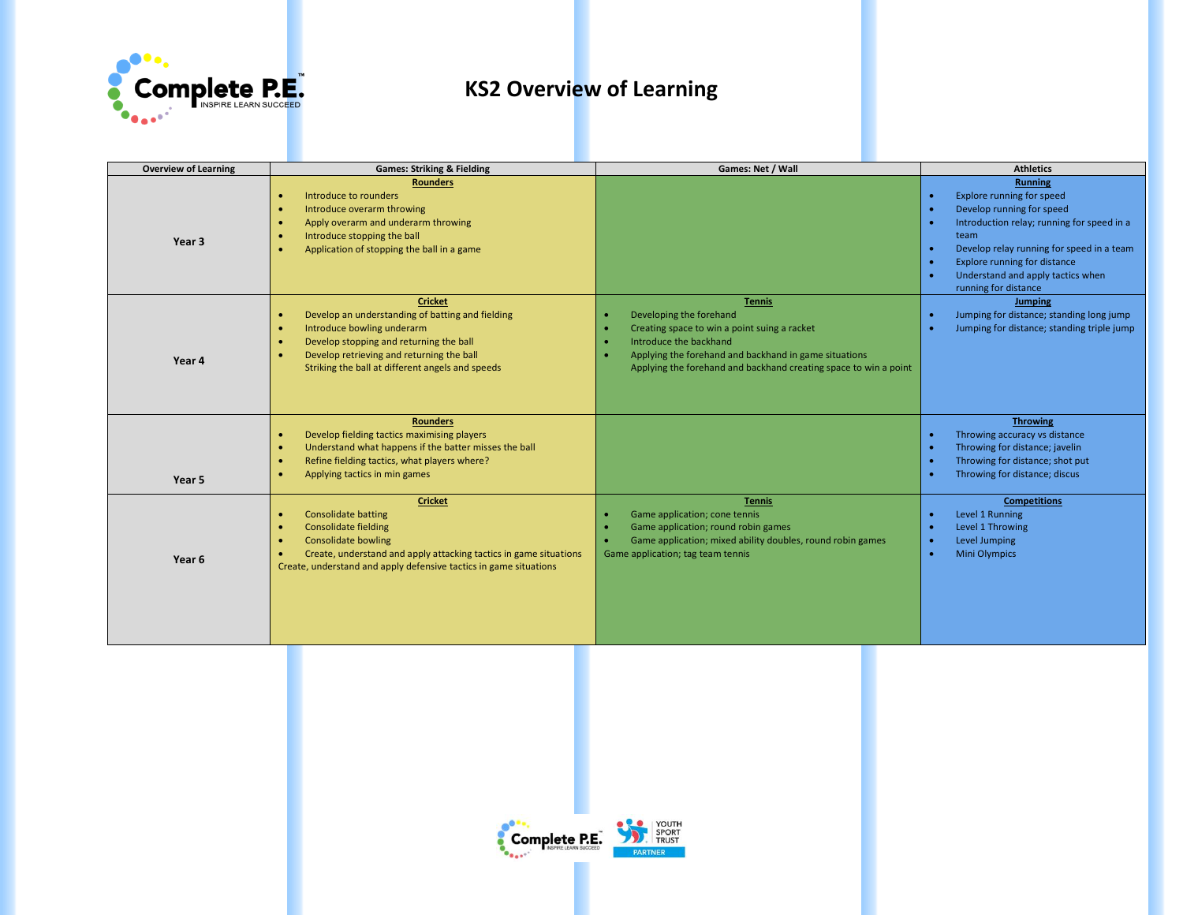# KS2 Overview of Learning

| Overview of Learning | Games: Striking & Fielding | Games: Net / Wall | Athletics |
|---|---|---|---|
| **Year 3** | **Rounders**<br>• Introduce to rounders<br>• Introduce overarm throwing<br>• Apply overarm and underarm throwing<br>• Introduce stopping the ball<br>• Application of stopping the ball in a game | | **Running**<br>• Explore running for speed<br>• Develop running for speed<br>• Introduction relay; running for speed in a team<br>• Develop relay running for speed in a team<br>• Explore running for distance<br>• Understand and apply tactics when running for distance |
| **Year 4** | **Cricket**<br>• Develop an understanding of batting and fielding<br>• Introduce bowling underarm<br>• Develop stopping and returning the ball<br>• Develop retrieving and returning the ball<br>Striking the ball at different angels and speeds | **Tennis**<br>• Developing the forehand<br>• Creating space to win a point suing a racket<br>• Introduce the backhand<br>• Applying the forehand and backhand in game situations<br>Applying the forehand and backhand creating space to win a point | **Jumping**<br>• Jumping for distance; standing long jump<br>• Jumping for distance; standing triple jump |
| **Year 5** | **Rounders**<br>• Develop fielding tactics maximising players<br>• Understand what happens if the batter misses the ball<br>• Refine fielding tactics, what players where?<br>• Applying tactics in min games | | **Throwing**<br>• Throwing accuracy vs distance<br>• Throwing for distance; javelin<br>• Throwing for distance; shot put<br>• Throwing for distance; discus |
| **Year 6** | **Cricket**<br>• Consolidate batting<br>• Consolidate fielding<br>• Consolidate bowling<br>• Create, understand and apply attacking tactics in game situations<br>Create, understand and apply defensive tactics in game situations | **Tennis**<br>• Game application; cone tennis<br>• Game application; round robin games<br>• Game application; mixed ability doubles, round robin games<br>Game application; tag team tennis | **Competitions**<br>• Level 1 Running<br>• Level 1 Throwing<br>• Level Jumping<br>• Mini Olympics |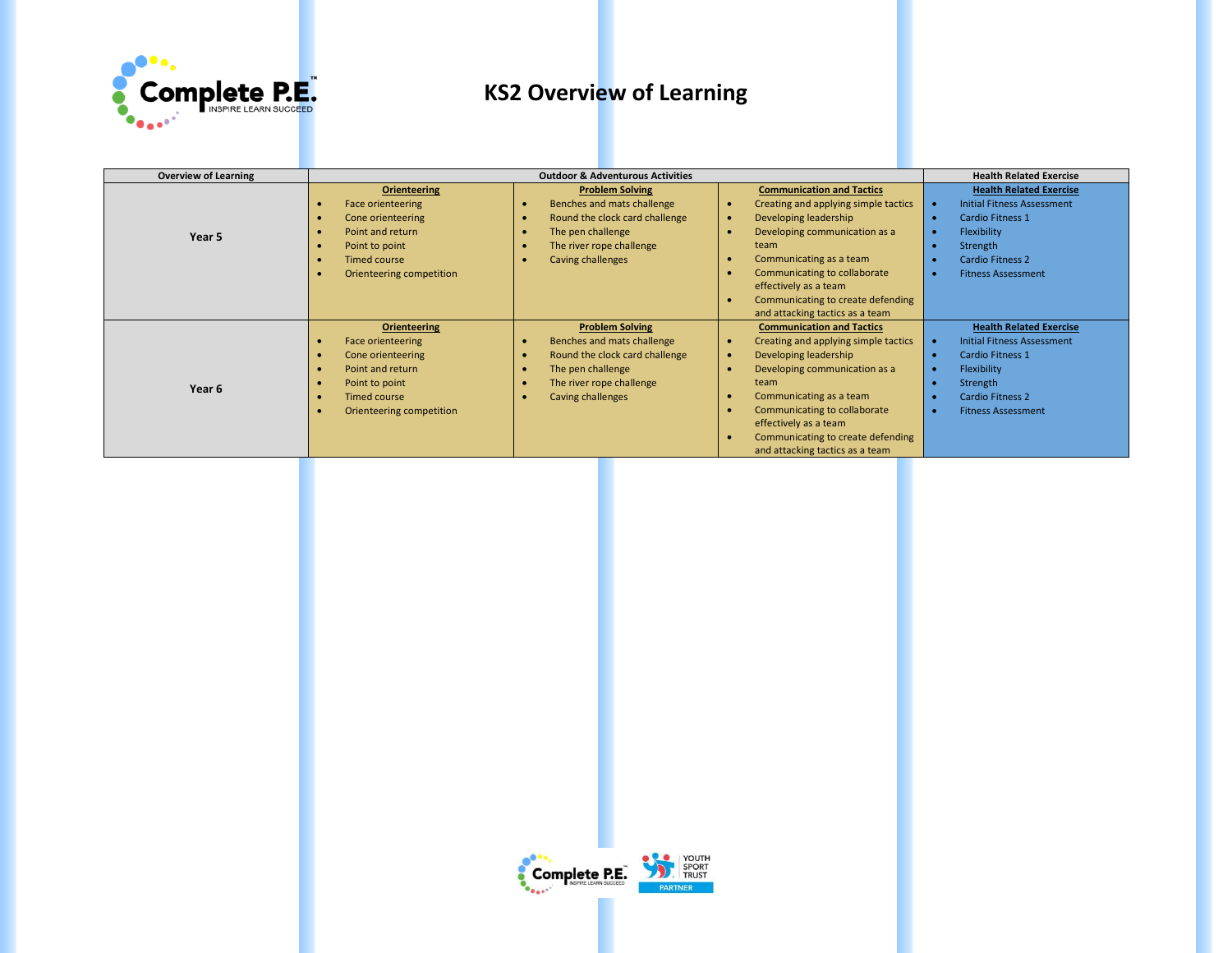# KS2 Overview of Learning

| Overview of Learning | Outdoor & Adventurous Activities | | | Health Related Exercise |
|---|---|---|---|---|
| **Year 5** | **Orienteering**<br>• Face orienteering<br>• Cone orienteering<br>• Point and return<br>• Point to point<br>• Timed course<br>• Orienteering competition | **Problem Solving**<br>• Benches and mats challenge<br>• Round the clock card challenge<br>• The pen challenge<br>• The river rope challenge<br>• Caving challenges | **Communication and Tactics**<br>• Creating and applying simple tactics<br>• Developing leadership<br>• Developing communication as a team<br>• Communicating as a team<br>• Communicating to collaborate effectively as a team<br>• Communicating to create defending and attacking tactics as a team | **Health Related Exercise**<br>• Initial Fitness Assessment<br>• Cardio Fitness 1<br>• Flexibility<br>• Strength<br>• Cardio Fitness 2<br>• Fitness Assessment |
| **Year 6** | **Orienteering**<br>• Face orienteering<br>• Cone orienteering<br>• Point and return<br>• Point to point<br>• Timed course<br>• Orienteering competition | **Problem Solving**<br>• Benches and mats challenge<br>• Round the clock card challenge<br>• The pen challenge<br>• The river rope challenge<br>• Caving challenges | **Communication and Tactics**<br>• Creating and applying simple tactics<br>• Developing leadership<br>• Developing communication as a team<br>• Communicating as a team<br>• Communicating to collaborate effectively as a team<br>• Communicating to create defending and attacking tactics as a team | **Health Related Exercise**<br>• Initial Fitness Assessment<br>• Cardio Fitness 1<br>• Flexibility<br>• Strength<br>• Cardio Fitness 2<br>• Fitness Assessment |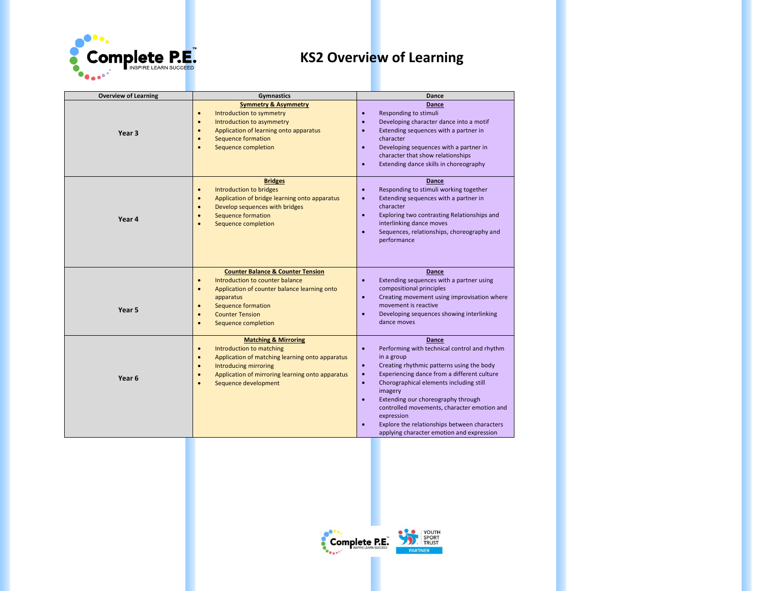# KS2 Overview of Learning

| Overview of Learning | Gymnastics | Dance |
|---|---|---|
| **Year 3** | **Symmetry & Asymmetry**<br>• Introduction to symmetry<br>• Introduction to asymmetry<br>• Application of learning onto apparatus<br>• Sequence formation<br>• Sequence completion | **Dance**<br>• Responding to stimuli<br>• Developing character dance into a motif<br>• Extending sequences with a partner in character<br>• Developing sequences with a partner in character that show relationships<br>• Extending dance skills in choreography |
| **Year 4** | **Bridges**<br>• Introduction to bridges<br>• Application of bridge learning onto apparatus<br>• Develop sequences with bridges<br>• Sequence formation<br>• Sequence completion | **Dance**<br>• Responding to stimuli working together<br>• Extending sequences with a partner in character<br>• Exploring two contrasting Relationships and interlinking dance moves<br>• Sequences, relationships, choreography and performance |
| **Year 5** | **Counter Balance & Counter Tension**<br>• Introduction to counter balance<br>• Application of counter balance learning onto apparatus<br>• Sequence formation<br>• Counter Tension<br>• Sequence completion | **Dance**<br>• Extending sequences with a partner using compositional principles<br>• Creating movement using improvisation where movement is reactive<br>• Developing sequences showing interlinking dance moves |
| **Year 6** | **Matching & Mirroring**<br>• Introduction to matching<br>• Application of matching learning onto apparatus<br>• Introducing mirroring<br>• Application of mirroring learning onto apparatus<br>• Sequence development | **Dance**<br>• Performing with technical control and rhythm in a group<br>• Creating rhythmic patterns using the body<br>• Experiencing dance from a different culture<br>• Chorographical elements including still imagery<br>• Extending our choreography through controlled movements, character emotion and expression<br>• Explore the relationships between characters applying character emotion and expression |